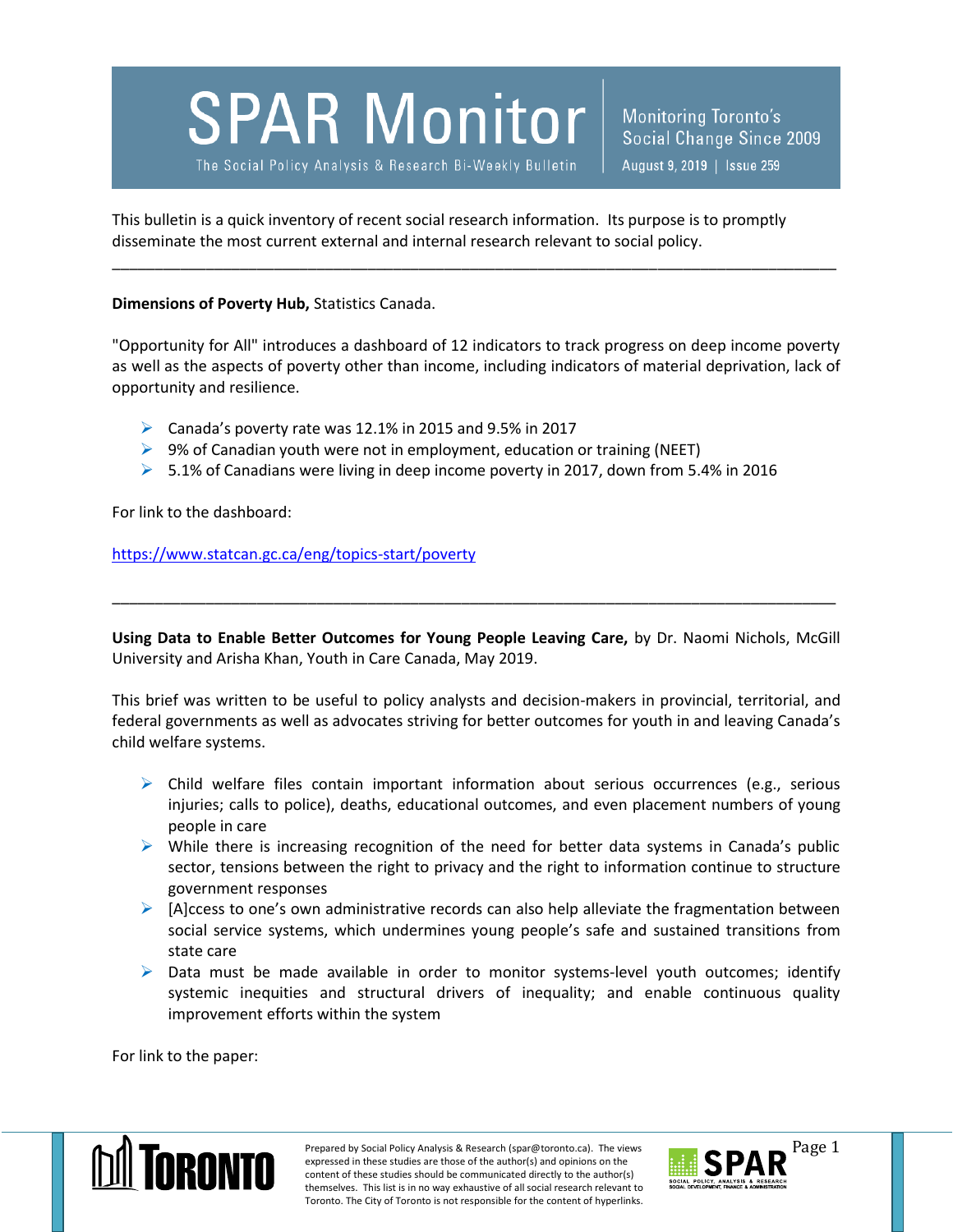# SPAR Monitor

The Social Policy Analysis & Research Bi-Weekly Bulletin

Monitoring Toronto's Social Change Since 2009

August 9, 2019 | Issue 259

This bulletin is a quick inventory of recent social research information. Its purpose is to promptly disseminate the most current external and internal research relevant to social policy.

---

**Dimensions of Poverty Hub,** Statistics Canada.

"Opportunity for All" introduces a dashboard of 12 indicators to track progress on deep income poverty as well as the aspects of poverty other than income, including indicators of material deprivation, lack of opportunity and resilience.

- Canada's poverty rate was 12.1% in 2015 and 9.5% in 2017
- 9% of Canadian youth were not in employment, education or training (NEET)
- 5.1% of Canadians were living in deep income poverty in 2017, down from 5.4% in 2016

For link to the dashboard:

https://www.statcan.gc.ca/eng/topics-start/poverty

---

**Using Data to Enable Better Outcomes for Young People Leaving Care,** by Dr. Naomi Nichols, McGill University and Arisha Khan, Youth in Care Canada, May 2019.

This brief was written to be useful to policy analysts and decision-makers in provincial, territorial, and federal governments as well as advocates striving for better outcomes for youth in and leaving Canada's child welfare systems.

- Child welfare files contain important information about serious occurrences (e.g., serious injuries; calls to police), deaths, educational outcomes, and even placement numbers of young people in care
- While there is increasing recognition of the need for better data systems in Canada's public sector, tensions between the right to privacy and the right to information continue to structure government responses
- [A]ccess to one's own administrative records can also help alleviate the fragmentation between social service systems, which undermines young people's safe and sustained transitions from state care
- Data must be made available in order to monitor systems-level youth outcomes; identify systemic inequities and structural drivers of inequality; and enable continuous quality improvement efforts within the system

For link to the paper:

Prepared by Social Policy Analysis & Research (spar@toronto.ca). The views expressed in these studies are those of the author(s) and opinions on the content of these studies should be communicated directly to the author(s) themselves. This list is in no way exhaustive of all social research relevant to Toronto. The City of Toronto is not responsible for the content of hyperlinks.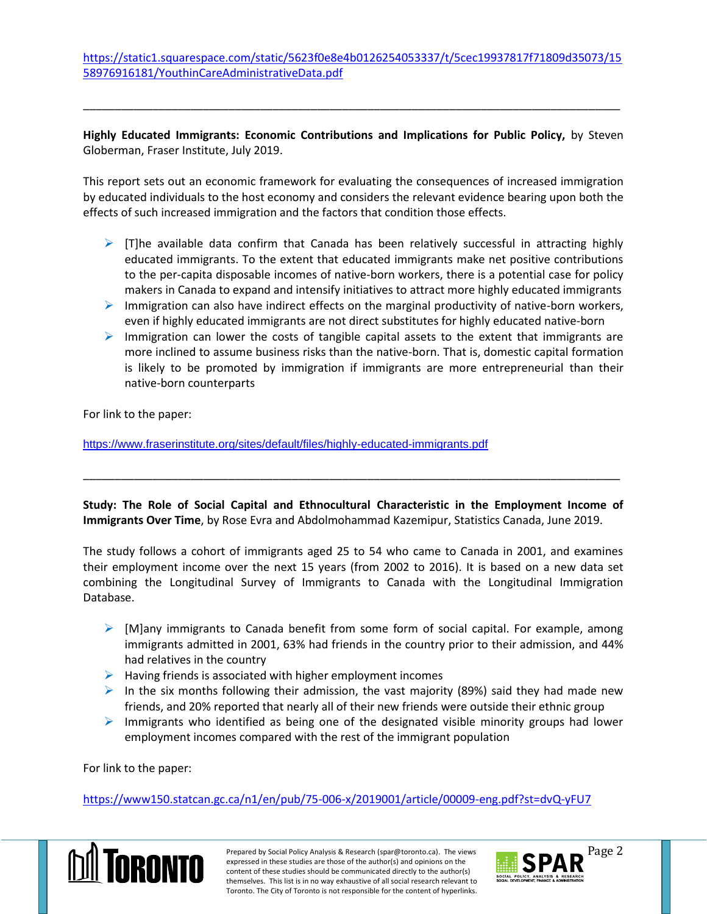https://static1.squarespace.com/static/5623f0e8e4b0126254053337/t/5cec19937817f71809d35073/1558976916181/YouthinCareAdministrativeData.pdf

---

**Highly Educated Immigrants: Economic Contributions and Implications for Public Policy,** by Steven Globerman, Fraser Institute, July 2019.

This report sets out an economic framework for evaluating the consequences of increased immigration by educated individuals to the host economy and considers the relevant evidence bearing upon both the effects of such increased immigration and the factors that condition those effects.

- [T]he available data confirm that Canada has been relatively successful in attracting highly educated immigrants. To the extent that educated immigrants make net positive contributions to the per-capita disposable incomes of native-born workers, there is a potential case for policy makers in Canada to expand and intensify initiatives to attract more highly educated immigrants
- Immigration can also have indirect effects on the marginal productivity of native-born workers, even if highly educated immigrants are not direct substitutes for highly educated native-born
- Immigration can lower the costs of tangible capital assets to the extent that immigrants are more inclined to assume business risks than the native-born. That is, domestic capital formation is likely to be promoted by immigration if immigrants are more entrepreneurial than their native-born counterparts

For link to the paper:

https://www.fraserinstitute.org/sites/default/files/highly-educated-immigrants.pdf

---

**Study: The Role of Social Capital and Ethnocultural Characteristic in the Employment Income of Immigrants Over Time**, by Rose Evra and Abdolmohammad Kazemipur, Statistics Canada, June 2019.

The study follows a cohort of immigrants aged 25 to 54 who came to Canada in 2001, and examines their employment income over the next 15 years (from 2002 to 2016). It is based on a new data set combining the Longitudinal Survey of Immigrants to Canada with the Longitudinal Immigration Database.

- [M]any immigrants to Canada benefit from some form of social capital. For example, among immigrants admitted in 2001, 63% had friends in the country prior to their admission, and 44% had relatives in the country
- Having friends is associated with higher employment incomes
- In the six months following their admission, the vast majority (89%) said they had made new friends, and 20% reported that nearly all of their new friends were outside their ethnic group
- Immigrants who identified as being one of the designated visible minority groups had lower employment incomes compared with the rest of the immigrant population

For link to the paper:

https://www150.statcan.gc.ca/n1/en/pub/75-006-x/2019001/article/00009-eng.pdf?st=dvQ-yFU7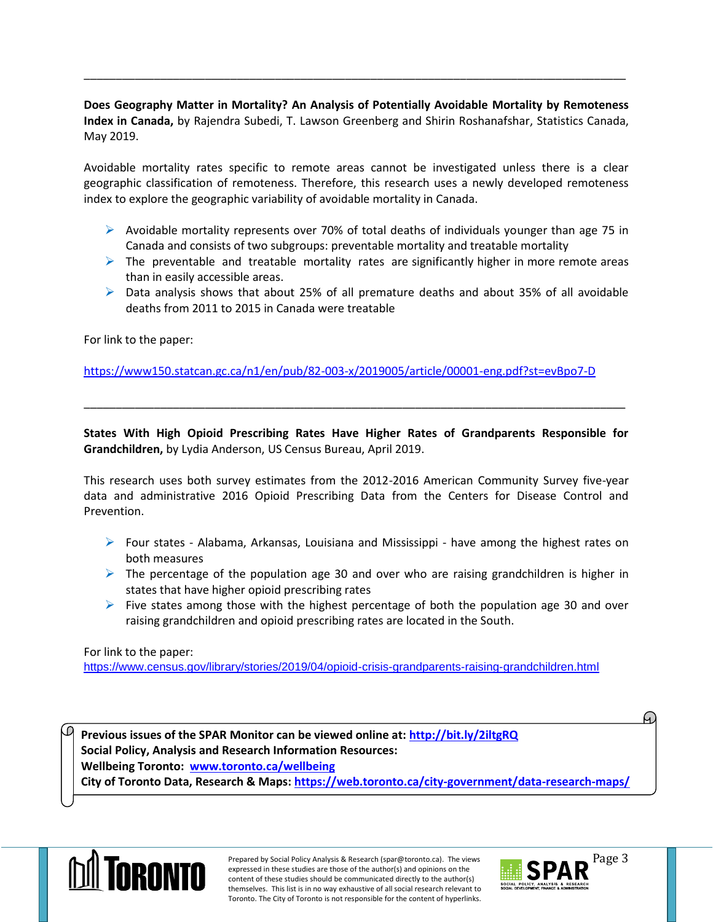---

**Does Geography Matter in Mortality? An Analysis of Potentially Avoidable Mortality by Remoteness Index in Canada,** by Rajendra Subedi, T. Lawson Greenberg and Shirin Roshanafshar, Statistics Canada, May 2019.

Avoidable mortality rates specific to remote areas cannot be investigated unless there is a clear geographic classification of remoteness. Therefore, this research uses a newly developed remoteness index to explore the geographic variability of avoidable mortality in Canada.

- Avoidable mortality represents over 70% of total deaths of individuals younger than age 75 in Canada and consists of two subgroups: preventable mortality and treatable mortality
- The preventable and treatable mortality rates are significantly higher in more remote areas than in easily accessible areas.
- Data analysis shows that about 25% of all premature deaths and about 35% of all avoidable deaths from 2011 to 2015 in Canada were treatable

For link to the paper:

https://www150.statcan.gc.ca/n1/en/pub/82-003-x/2019005/article/00001-eng.pdf?st=evBpo7-D

---

**States With High Opioid Prescribing Rates Have Higher Rates of Grandparents Responsible for Grandchildren,** by Lydia Anderson, US Census Bureau, April 2019.

This research uses both survey estimates from the 2012-2016 American Community Survey five-year data and administrative 2016 Opioid Prescribing Data from the Centers for Disease Control and Prevention.

- Four states - Alabama, Arkansas, Louisiana and Mississippi - have among the highest rates on both measures
- The percentage of the population age 30 and over who are raising grandchildren is higher in states that have higher opioid prescribing rates
- Five states among those with the highest percentage of both the population age 30 and over raising grandchildren and opioid prescribing rates are located in the South.

For link to the paper:
https://www.census.gov/library/stories/2019/04/opioid-crisis-grandparents-raising-grandchildren.html

**Previous issues of the SPAR Monitor can be viewed online at: http://bit.ly/2iltgRQ**
**Social Policy, Analysis and Research Information Resources:**
**Wellbeing Toronto: www.toronto.ca/wellbeing**
**City of Toronto Data, Research & Maps: https://web.toronto.ca/city-government/data-research-maps/**

Prepared by Social Policy Analysis & Research (spar@toronto.ca). The views expressed in these studies are those of the author(s) and opinions on the content of these studies should be communicated directly to the author(s) themselves. This list is in no way exhaustive of all social research relevant to Toronto. The City of Toronto is not responsible for the content of hyperlinks.